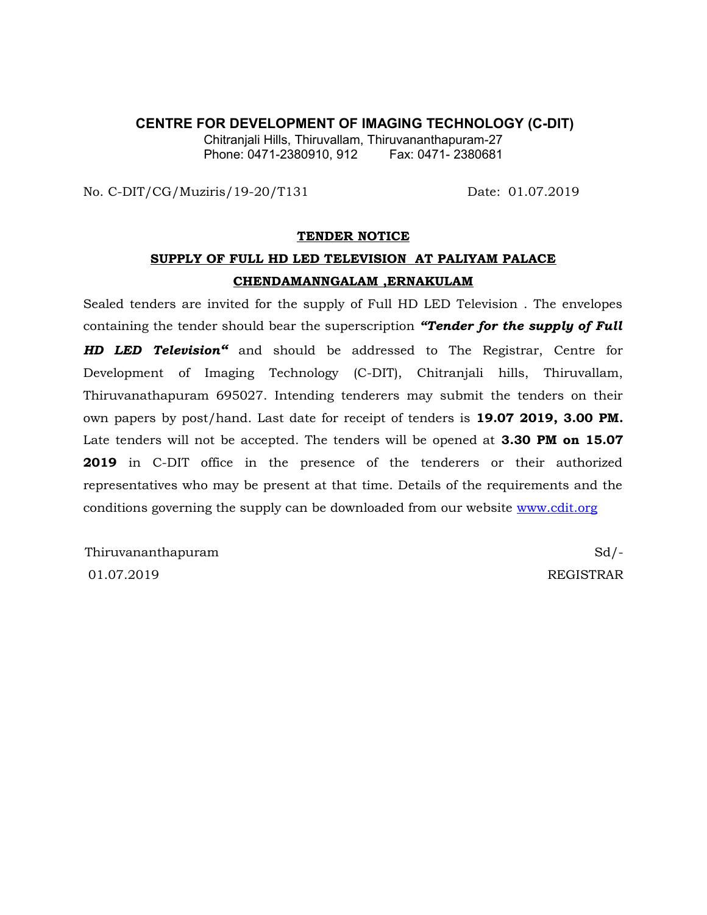**CENTRE FOR DEVELOPMENT OF IMAGING TECHNOLOGY (C-DIT)**

Chitranjali Hills, Thiruvallam, Thiruvananthapuram-27
Phone: 0471-2380910, 912 Fax: 0471- 2380681

No. C-DIT/CG/Muziris/19-20/T131 Date: 01.07.2019

**TENDER NOTICE**

**SUPPLY OF FULL HD LED TELEVISION AT PALIYAM PALACE CHENDAMANNGALAM ,ERNAKULAM**

Sealed tenders are invited for the supply of Full HD LED Television . The envelopes containing the tender should bear the superscription ***"Tender for the supply of Full HD LED Television"*** and should be addressed to The Registrar, Centre for Development of Imaging Technology (C-DIT), Chitranjali hills, Thiruvallam, Thiruvanathapuram 695027. Intending tenderers may submit the tenders on their own papers by post/hand. Last date for receipt of tenders is **19.07 2019, 3.00 PM.** Late tenders will not be accepted. The tenders will be opened at **3.30 PM on 15.07 2019** in C-DIT office in the presence of the tenderers or their authorized representatives who may be present at that time. Details of the requirements and the conditions governing the supply can be downloaded from our website www.cdit.org

Thiruvananthapuram
01.07.2019

Sd/-
REGISTRAR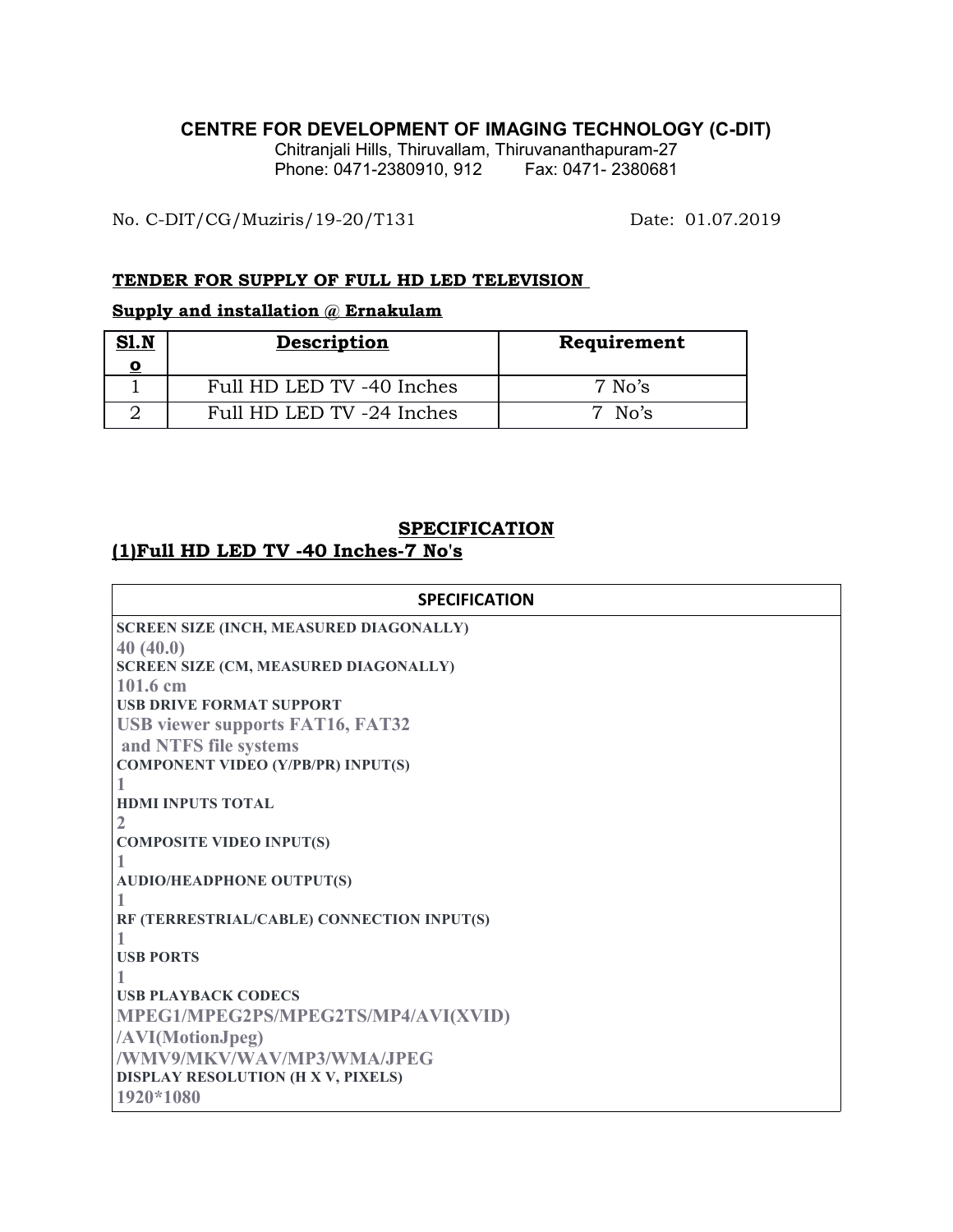**CENTRE FOR DEVELOPMENT OF IMAGING TECHNOLOGY (C-DIT)**

Chitranjali Hills, Thiruvallam, Thiruvananthapuram-27

Phone: 0471-2380910, 912 Fax: 0471- 2380681

No. C-DIT/CG/Muziris/19-20/T131 Date: 01.07.2019

**TENDER FOR SUPPLY OF FULL HD LED TELEVISION**

**Supply and installation @ Ernakulam**

| Sl.No | Description | Requirement |
|---|---|---|
| 1 | Full HD LED TV -40 Inches | 7 No's |
| 2 | Full HD LED TV -24 Inches | 7 No's |

## SPECIFICATION

### (1)Full HD LED TV -40 Inches-7 No's

| SPECIFICATION |
|---|
| **SCREEN SIZE (INCH, MEASURED DIAGONALLY)**<br>40 (40.0) |
| **SCREEN SIZE (CM, MEASURED DIAGONALLY)**<br>101.6 cm |
| **USB DRIVE FORMAT SUPPORT**<br>USB viewer supports FAT16, FAT32 and NTFS file systems |
| **COMPONENT VIDEO (Y/PB/PR) INPUT(S)**<br>1 |
| **HDMI INPUTS TOTAL**<br>2 |
| **COMPOSITE VIDEO INPUT(S)**<br>1 |
| **AUDIO/HEADPHONE OUTPUT(S)**<br>1 |
| **RF (TERRESTRIAL/CABLE) CONNECTION INPUT(S)**<br>1 |
| **USB PORTS**<br>1 |
| **USB PLAYBACK CODECS**<br>MPEG1/MPEG2PS/MPEG2TS/MP4/AVI(XVID)/AVI(MotionJpeg)/WMV9/MKV/WAV/MP3/WMA/JPEG |
| **DISPLAY RESOLUTION (H X V, PIXELS)**<br>1920*1080 |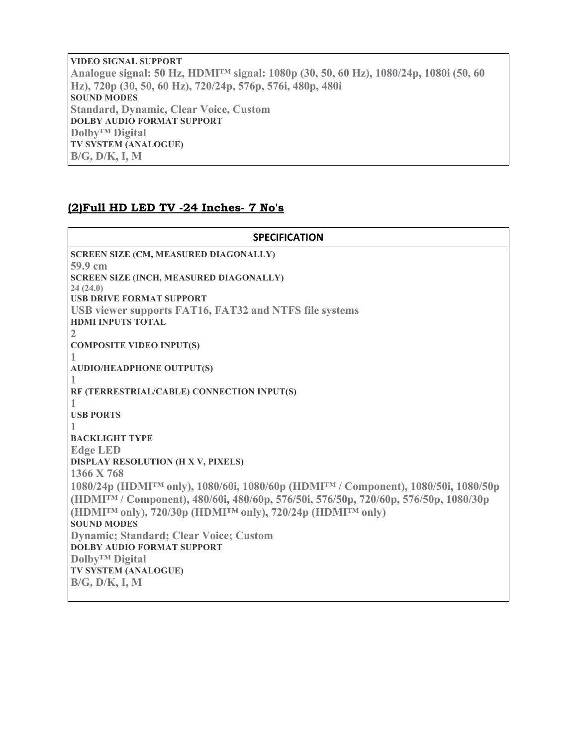| |
|---|
| **VIDEO SIGNAL SUPPORT** |
| **Analogue signal: 50 Hz, HDMI™ signal: 1080p (30, 50, 60 Hz), 1080/24p, 1080i (50, 60 Hz), 720p (30, 50, 60 Hz), 720/24p, 576p, 576i, 480p, 480i** |
| **SOUND MODES** |
| **Standard, Dynamic, Clear Voice, Custom** |
| **DOLBY AUDIO FORMAT SUPPORT** |
| **Dolby™ Digital** |
| **TV SYSTEM (ANALOGUE)** |
| **B/G, D/K, I, M** |

## (2)Full HD LED TV -24 Inches- 7 No's

| SPECIFICATION |
|---|
| **SCREEN SIZE (CM, MEASURED DIAGONALLY)** |
| **59.9 cm** |
| **SCREEN SIZE (INCH, MEASURED DIAGONALLY)** |
| **24 (24.0)** |
| **USB DRIVE FORMAT SUPPORT** |
| **USB viewer supports FAT16, FAT32 and NTFS file systems** |
| **HDMI INPUTS TOTAL** |
| **2** |
| **COMPOSITE VIDEO INPUT(S)** |
| **1** |
| **AUDIO/HEADPHONE OUTPUT(S)** |
| **1** |
| **RF (TERRESTRIAL/CABLE) CONNECTION INPUT(S)** |
| **1** |
| **USB PORTS** |
| **1** |
| **BACKLIGHT TYPE** |
| **Edge LED** |
| **DISPLAY RESOLUTION (H X V, PIXELS)** |
| **1366 X 768** |
| **1080/24p (HDMI™ only), 1080/60i, 1080/60p (HDMI™ / Component), 1080/50i, 1080/50p (HDMI™ / Component), 480/60i, 480/60p, 576/50i, 576/50p, 720/60p, 576/50p, 1080/30p (HDMI™ only), 720/30p (HDMI™ only), 720/24p (HDMI™ only)** |
| **SOUND MODES** |
| **Dynamic; Standard; Clear Voice; Custom** |
| **DOLBY AUDIO FORMAT SUPPORT** |
| **Dolby™ Digital** |
| **TV SYSTEM (ANALOGUE)** |
| **B/G, D/K, I, M** |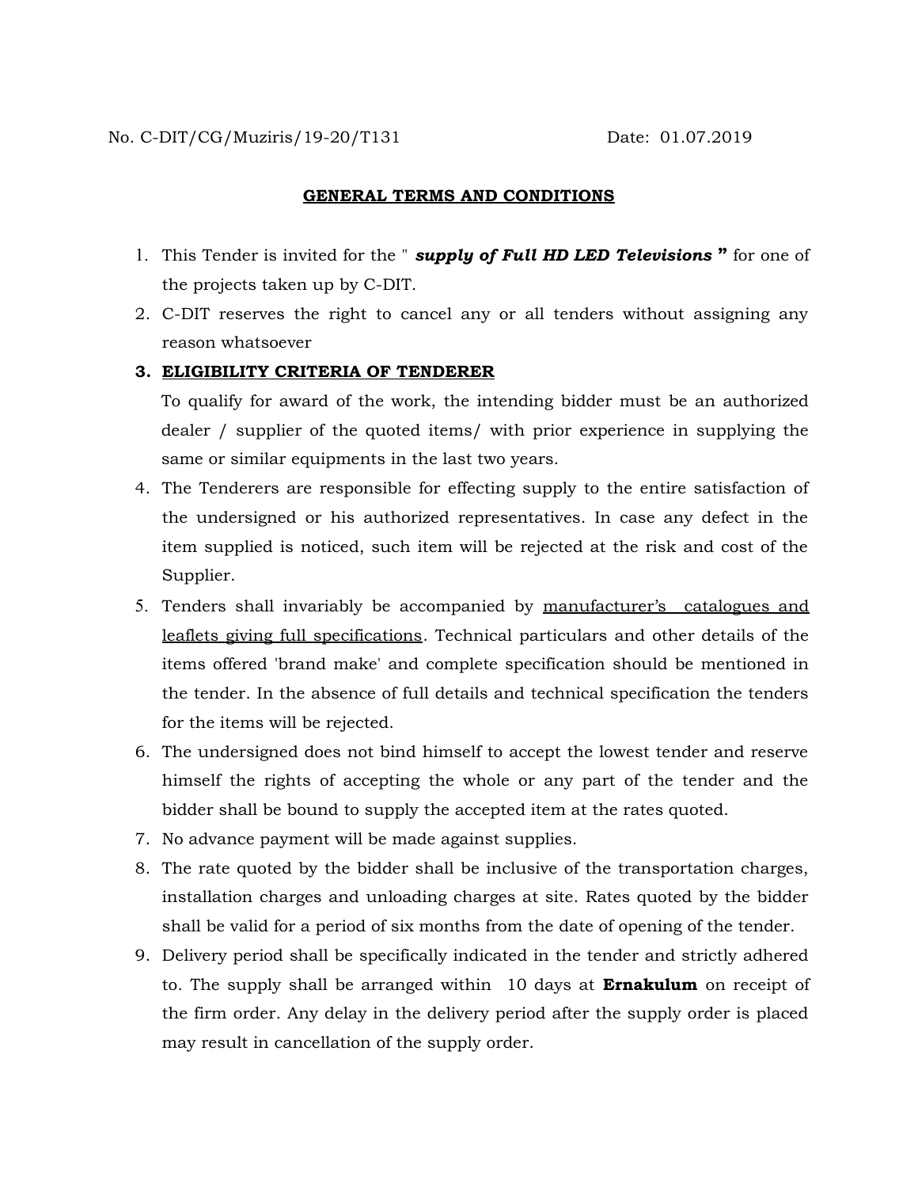No. C-DIT/CG/Muziris/19-20/T131 Date: 01.07.2019

## GENERAL TERMS AND CONDITIONS

1. This Tender is invited for the " ***supply of Full HD LED Televisions*** " for one of the projects taken up by C-DIT.
2. C-DIT reserves the right to cancel any or all tenders without assigning any reason whatsoever
3. **ELIGIBILITY CRITERIA OF TENDERER**

   To qualify for award of the work, the intending bidder must be an authorized dealer / supplier of the quoted items/ with prior experience in supplying the same or similar equipments in the last two years.
4. The Tenderers are responsible for effecting supply to the entire satisfaction of the undersigned or his authorized representatives. In case any defect in the item supplied is noticed, such item will be rejected at the risk and cost of the Supplier.
5. Tenders shall invariably be accompanied by manufacturer's catalogues and leaflets giving full specifications. Technical particulars and other details of the items offered 'brand make' and complete specification should be mentioned in the tender. In the absence of full details and technical specification the tenders for the items will be rejected.
6. The undersigned does not bind himself to accept the lowest tender and reserve himself the rights of accepting the whole or any part of the tender and the bidder shall be bound to supply the accepted item at the rates quoted.
7. No advance payment will be made against supplies.
8. The rate quoted by the bidder shall be inclusive of the transportation charges, installation charges and unloading charges at site. Rates quoted by the bidder shall be valid for a period of six months from the date of opening of the tender.
9. Delivery period shall be specifically indicated in the tender and strictly adhered to. The supply shall be arranged within 10 days at **Ernakulum** on receipt of the firm order. Any delay in the delivery period after the supply order is placed may result in cancellation of the supply order.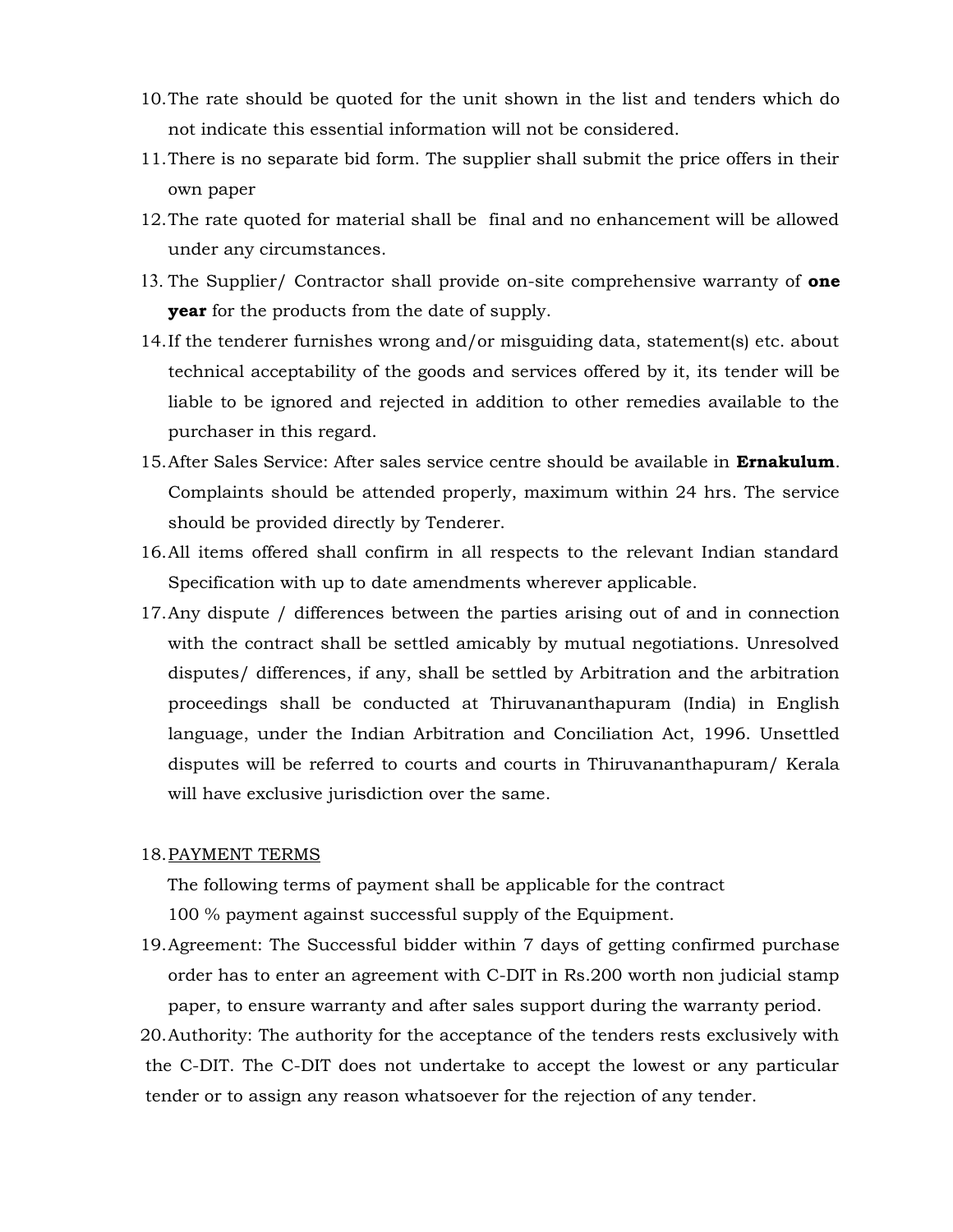10. The rate should be quoted for the unit shown in the list and tenders which do not indicate this essential information will not be considered.
11. There is no separate bid form. The supplier shall submit the price offers in their own paper
12. The rate quoted for material shall be final and no enhancement will be allowed under any circumstances.
13. The Supplier/ Contractor shall provide on-site comprehensive warranty of **one year** for the products from the date of supply.
14. If the tenderer furnishes wrong and/or misguiding data, statement(s) etc. about technical acceptability of the goods and services offered by it, its tender will be liable to be ignored and rejected in addition to other remedies available to the purchaser in this regard.
15. After Sales Service: After sales service centre should be available in **Ernakulum**. Complaints should be attended properly, maximum within 24 hrs. The service should be provided directly by Tenderer.
16. All items offered shall confirm in all respects to the relevant Indian standard Specification with up to date amendments wherever applicable.
17. Any dispute / differences between the parties arising out of and in connection with the contract shall be settled amicably by mutual negotiations. Unresolved disputes/ differences, if any, shall be settled by Arbitration and the arbitration proceedings shall be conducted at Thiruvananthapuram (India) in English language, under the Indian Arbitration and Conciliation Act, 1996. Unsettled disputes will be referred to courts and courts in Thiruvananthapuram/ Kerala will have exclusive jurisdiction over the same.

18. <u>PAYMENT TERMS</u>

    The following terms of payment shall be applicable for the contract

    100 % payment against successful supply of the Equipment.
19. Agreement: The Successful bidder within 7 days of getting confirmed purchase order has to enter an agreement with C-DIT in Rs.200 worth non judicial stamp paper, to ensure warranty and after sales support during the warranty period.
20. Authority: The authority for the acceptance of the tenders rests exclusively with the C-DIT. The C-DIT does not undertake to accept the lowest or any particular tender or to assign any reason whatsoever for the rejection of any tender.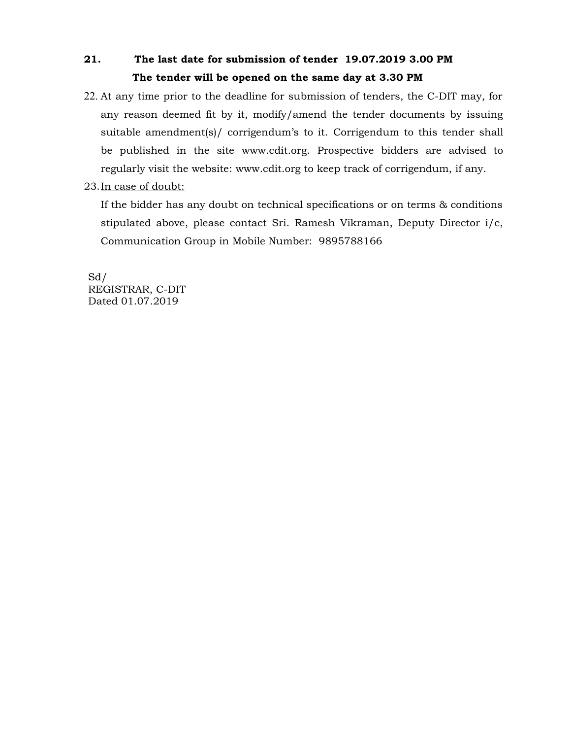21. **The last date for submission of tender 19.07.2019 3.00 PM**

    **The tender will be opened on the same day at 3.30 PM**

22. At any time prior to the deadline for submission of tenders, the C-DIT may, for any reason deemed fit by it, modify/amend the tender documents by issuing suitable amendment(s)/ corrigendum's to it. Corrigendum to this tender shall be published in the site www.cdit.org. Prospective bidders are advised to regularly visit the website: www.cdit.org to keep track of corrigendum, if any.

23. <u>In case of doubt:</u>

    If the bidder has any doubt on technical specifications or on terms & conditions stipulated above, please contact Sri. Ramesh Vikraman, Deputy Director i/c, Communication Group in Mobile Number: 9895788166

Sd/
REGISTRAR, C-DIT
Dated 01.07.2019